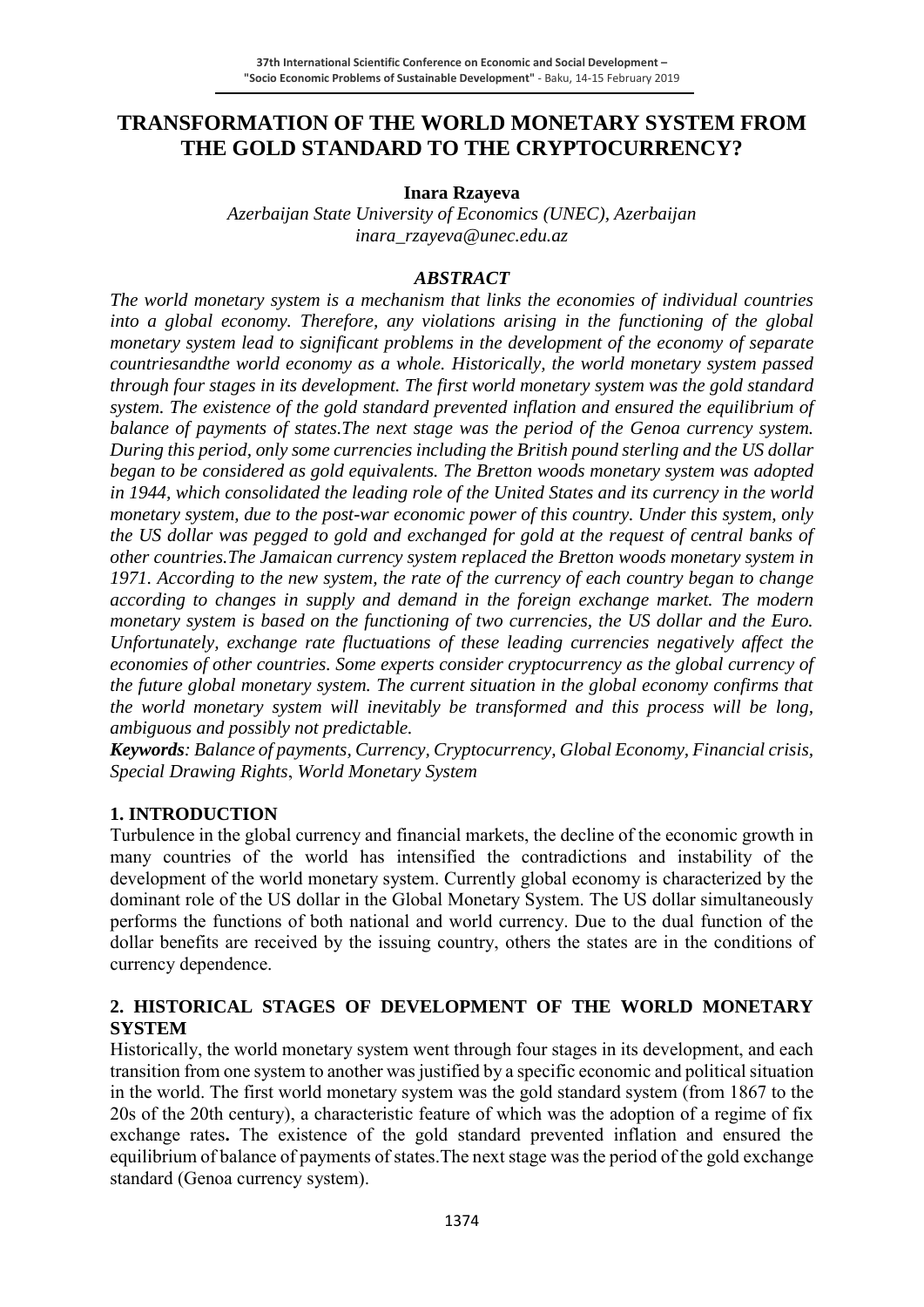# TRANSFORMATION OF THE WORLD MONETARY SYSTEM FROM THE GOLD STANDARD TO THE CRYPTOCURRENCY?

**Inara Rzayeva**

*Azerbaijan State University of Economics (UNEC), Azerbaijan*
*inara_rzayeva@unec.edu.az*

### *ABSTRACT*

*The world monetary system is a mechanism that links the economies of individual countries into a global economy. Therefore, any violations arising in the functioning of the global monetary system lead to significant problems in the development of the economy of separate countriesandthe world economy as a whole. Historically, the world monetary system passed through four stages in its development. The first world monetary system was the gold standard system. The existence of the gold standard prevented inflation and ensured the equilibrium of balance of payments of states.The next stage was the period of the Genoa currency system. During this period, only some currencies including the British pound sterling and the US dollar began to be considered as gold equivalents. The Bretton woods monetary system was adopted in 1944, which consolidated the leading role of the United States and its currency in the world monetary system, due to the post-war economic power of this country. Under this system, only the US dollar was pegged to gold and exchanged for gold at the request of central banks of other countries.The Jamaican currency system replaced the Bretton woods monetary system in 1971. According to the new system, the rate of the currency of each country began to change according to changes in supply and demand in the foreign exchange market. The modern monetary system is based on the functioning of two currencies, the US dollar and the Euro. Unfortunately, exchange rate fluctuations of these leading currencies negatively affect the economies of other countries. Some experts consider cryptocurrency as the global currency of the future global monetary system. The current situation in the global economy confirms that the world monetary system will inevitably be transformed and this process will be long, ambiguous and possibly not predictable.*

***Keywords****: Balance of payments, Currency, Cryptocurrency, Global Economy, Financial crisis, Special Drawing Rights*, *World Monetary System*

## 1. INTRODUCTION

Turbulence in the global currency and financial markets, the decline of the economic growth in many countries of the world has intensified the contradictions and instability of the development of the world monetary system. Currently global economy is characterized by the dominant role of the US dollar in the Global Monetary System. The US dollar simultaneously performs the functions of both national and world currency. Due to the dual function of the dollar benefits are received by the issuing country, others the states are in the conditions of currency dependence.

## 2. HISTORICAL STAGES OF DEVELOPMENT OF THE WORLD MONETARY SYSTEM

Historically, the world monetary system went through four stages in its development, and each transition from one system to another was justified by a specific economic and political situation in the world. The first world monetary system was the gold standard system (from 1867 to the 20s of the 20th century), a characteristic feature of which was the adoption of a regime of fix exchange rates**.** The existence of the gold standard prevented inflation and ensured the equilibrium of balance of payments of states.The next stage was the period of the gold exchange standard (Genoa currency system).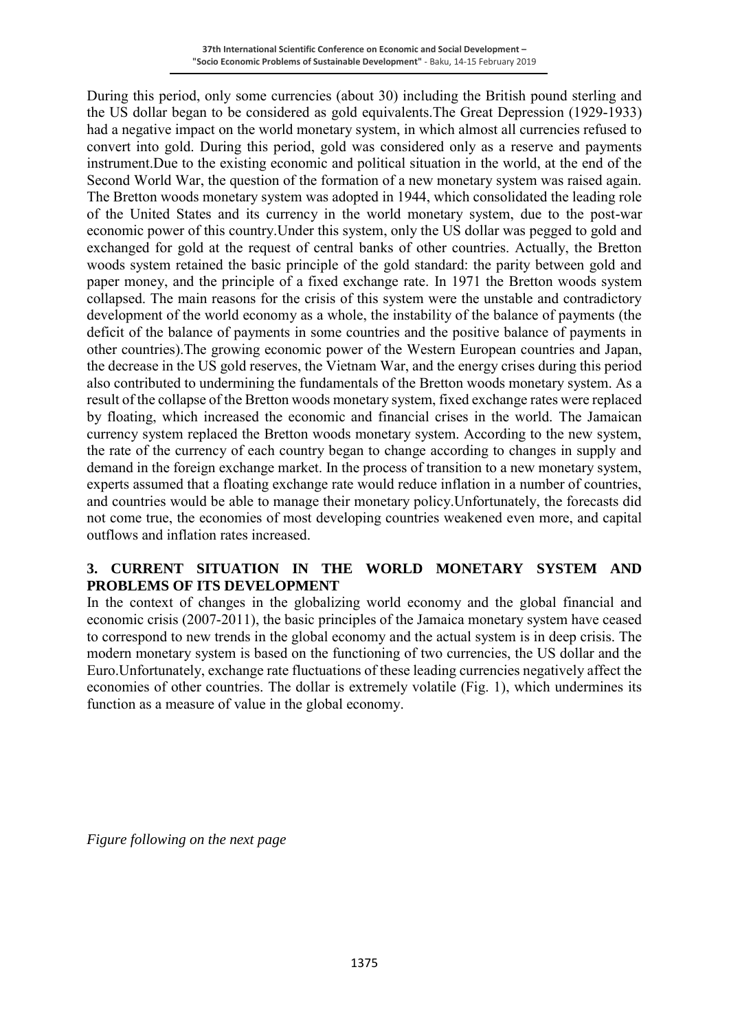During this period, only some currencies (about 30) including the British pound sterling and the US dollar began to be considered as gold equivalents.The Great Depression (1929-1933) had a negative impact on the world monetary system, in which almost all currencies refused to convert into gold. During this period, gold was considered only as a reserve and payments instrument.Due to the existing economic and political situation in the world, at the end of the Second World War, the question of the formation of a new monetary system was raised again. The Bretton woods monetary system was adopted in 1944, which consolidated the leading role of the United States and its currency in the world monetary system, due to the post-war economic power of this country.Under this system, only the US dollar was pegged to gold and exchanged for gold at the request of central banks of other countries. Actually, the Bretton woods system retained the basic principle of the gold standard: the parity between gold and paper money, and the principle of a fixed exchange rate. In 1971 the Bretton woods system collapsed. The main reasons for the crisis of this system were the unstable and contradictory development of the world economy as a whole, the instability of the balance of payments (the deficit of the balance of payments in some countries and the positive balance of payments in other countries).The growing economic power of the Western European countries and Japan, the decrease in the US gold reserves, the Vietnam War, and the energy crises during this period also contributed to undermining the fundamentals of the Bretton woods monetary system. As a result of the collapse of the Bretton woods monetary system, fixed exchange rates were replaced by floating, which increased the economic and financial crises in the world. The Jamaican currency system replaced the Bretton woods monetary system. According to the new system, the rate of the currency of each country began to change according to changes in supply and demand in the foreign exchange market. In the process of transition to a new monetary system, experts assumed that a floating exchange rate would reduce inflation in a number of countries, and countries would be able to manage their monetary policy.Unfortunately, the forecasts did not come true, the economies of most developing countries weakened even more, and capital outflows and inflation rates increased.

## 3. CURRENT SITUATION IN THE WORLD MONETARY SYSTEM AND PROBLEMS OF ITS DEVELOPMENT

In the context of changes in the globalizing world economy and the global financial and economic crisis (2007-2011), the basic principles of the Jamaica monetary system have ceased to correspond to new trends in the global economy and the actual system is in deep crisis. The modern monetary system is based on the functioning of two currencies, the US dollar and the Euro.Unfortunately, exchange rate fluctuations of these leading currencies negatively affect the economies of other countries. The dollar is extremely volatile (Fig. 1), which undermines its function as a measure of value in the global economy.

*Figure following on the next page*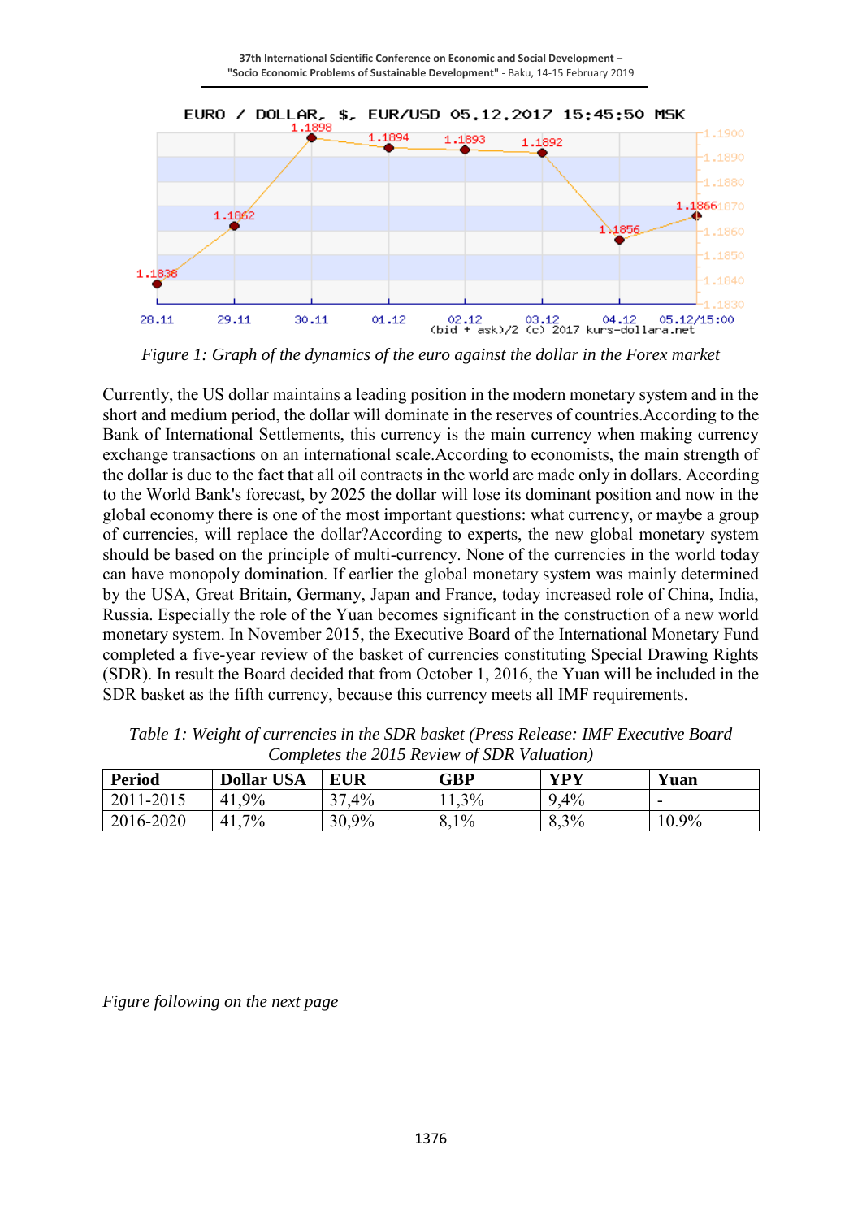EURO / DOLLAR, $, EUR/USD 05.12.2017 15:45:50 MSK

1.1898
1.1894
1.1893
1.1892
1.1862
1.1866
1.1856
1.1838

1.1900
1.1890
1.1880
1.1870
1.1860
1.1850
1.1840
1.1830

28.11 29.11 30.11 01.12 02.12 03.12 04.12 05.12/15:00

(bid + ask)/2 (c) 2017 kurs-dollara.net

*Figure 1: Graph of the dynamics of the euro against the dollar in the Forex market*

Currently, the US dollar maintains a leading position in the modern monetary system and in the short and medium period, the dollar will dominate in the reserves of countries.According to the Bank of International Settlements, this currency is the main currency when making currency exchange transactions on an international scale.According to economists, the main strength of the dollar is due to the fact that all oil contracts in the world are made only in dollars. According to the World Bank's forecast, by 2025 the dollar will lose its dominant position and now in the global economy there is one of the most important questions: what currency, or maybe a group of currencies, will replace the dollar?According to experts, the new global monetary system should be based on the principle of multi-currency. None of the currencies in the world today can have monopoly domination. If earlier the global monetary system was mainly determined by the USA, Great Britain, Germany, Japan and France, today increased role of China, India, Russia. Especially the role of the Yuan becomes significant in the construction of a new world monetary system. In November 2015, the Executive Board of the International Monetary Fund completed a five-year review of the basket of currencies constituting Special Drawing Rights (SDR). In result the Board decided that from October 1, 2016, the Yuan will be included in the SDR basket as the fifth currency, because this currency meets all IMF requirements.

*Table 1: Weight of currencies in the SDR basket (Press Release: IMF Executive Board Completes the 2015 Review of SDR Valuation)*

| **Period** | **Dollar USA** | **EUR** | **GBP** | **YPY** | **Yuan** |
|---|---|---|---|---|---|
| 2011-2015 | 41,9% | 37,4% | 11,3% | 9,4% | - |
| 2016-2020 | 41,7% | 30,9% | 8,1% | 8,3% | 10.9% |

*Figure following on the next page*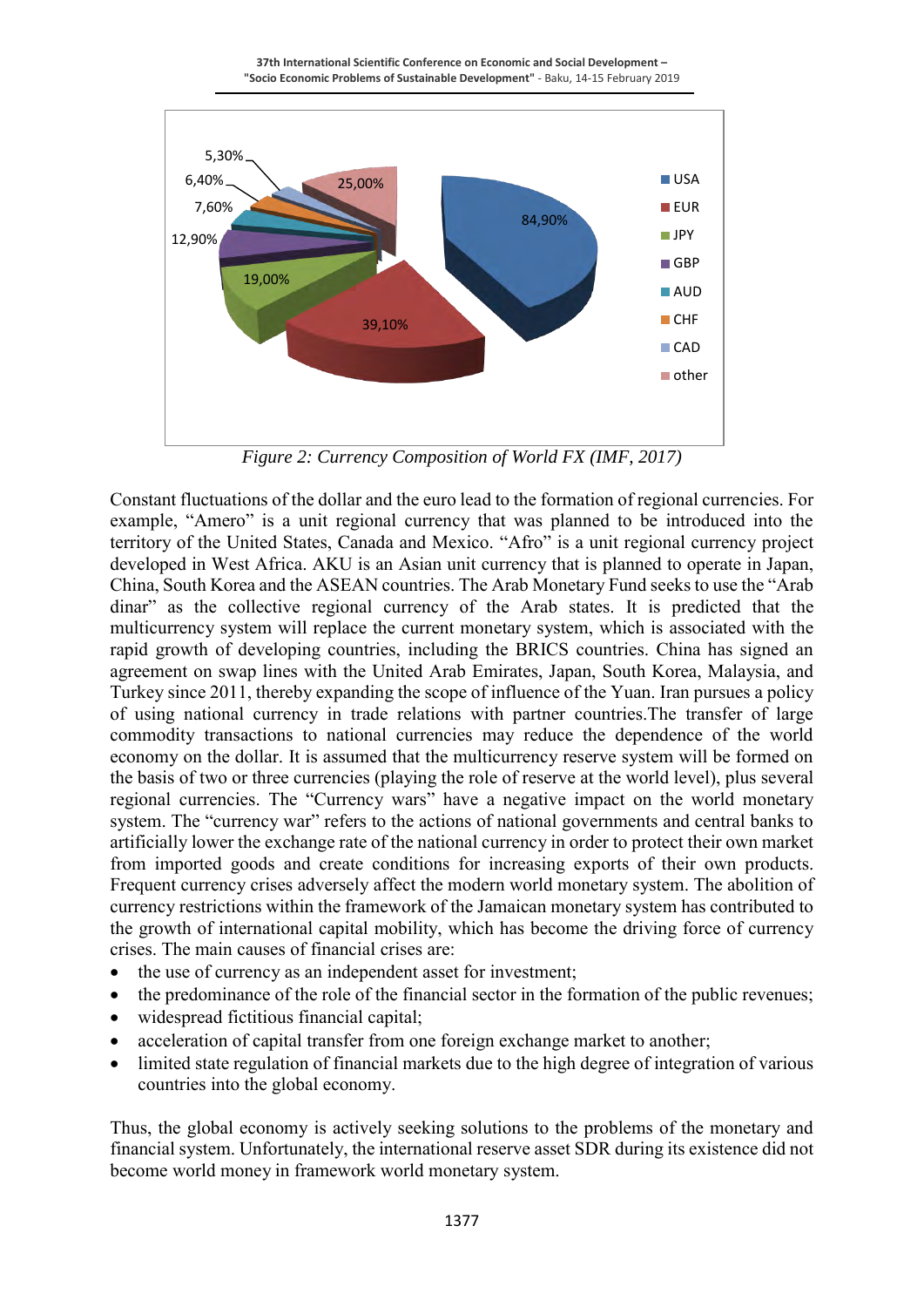5,30%
6,40%
7,60%
12,90%
19,00%
39,10%
25,00%
84,90%

USA
EUR
JPY
GBP
AUD
CHF
CAD
other

*Figure 2: Currency Composition of World FX (IMF, 2017)*

Constant fluctuations of the dollar and the euro lead to the formation of regional currencies. For example, "Amero" is a unit regional currency that was planned to be introduced into the territory of the United States, Canada and Mexico. "Afro" is a unit regional currency project developed in West Africa. AKU is an Asian unit currency that is planned to operate in Japan, China, South Korea and the ASEAN countries. The Arab Monetary Fund seeks to use the "Arab dinar" as the collective regional currency of the Arab states. It is predicted that the multicurrency system will replace the current monetary system, which is associated with the rapid growth of developing countries, including the BRICS countries. China has signed an agreement on swap lines with the United Arab Emirates, Japan, South Korea, Malaysia, and Turkey since 2011, thereby expanding the scope of influence of the Yuan. Iran pursues a policy of using national currency in trade relations with partner countries.The transfer of large commodity transactions to national currencies may reduce the dependence of the world economy on the dollar. It is assumed that the multicurrency reserve system will be formed on the basis of two or three currencies (playing the role of reserve at the world level), plus several regional currencies. The "Currency wars" have a negative impact on the world monetary system. The "currency war" refers to the actions of national governments and central banks to artificially lower the exchange rate of the national currency in order to protect their own market from imported goods and create conditions for increasing exports of their own products. Frequent currency crises adversely affect the modern world monetary system. The abolition of currency restrictions within the framework of the Jamaican monetary system has contributed to the growth of international capital mobility, which has become the driving force of currency crises. The main causes of financial crises are:

- the use of currency as an independent asset for investment;
- the predominance of the role of the financial sector in the formation of the public revenues;
- widespread fictitious financial capital;
- acceleration of capital transfer from one foreign exchange market to another;
- limited state regulation of financial markets due to the high degree of integration of various countries into the global economy.

Thus, the global economy is actively seeking solutions to the problems of the monetary and financial system. Unfortunately, the international reserve asset SDR during its existence did not become world money in framework world monetary system.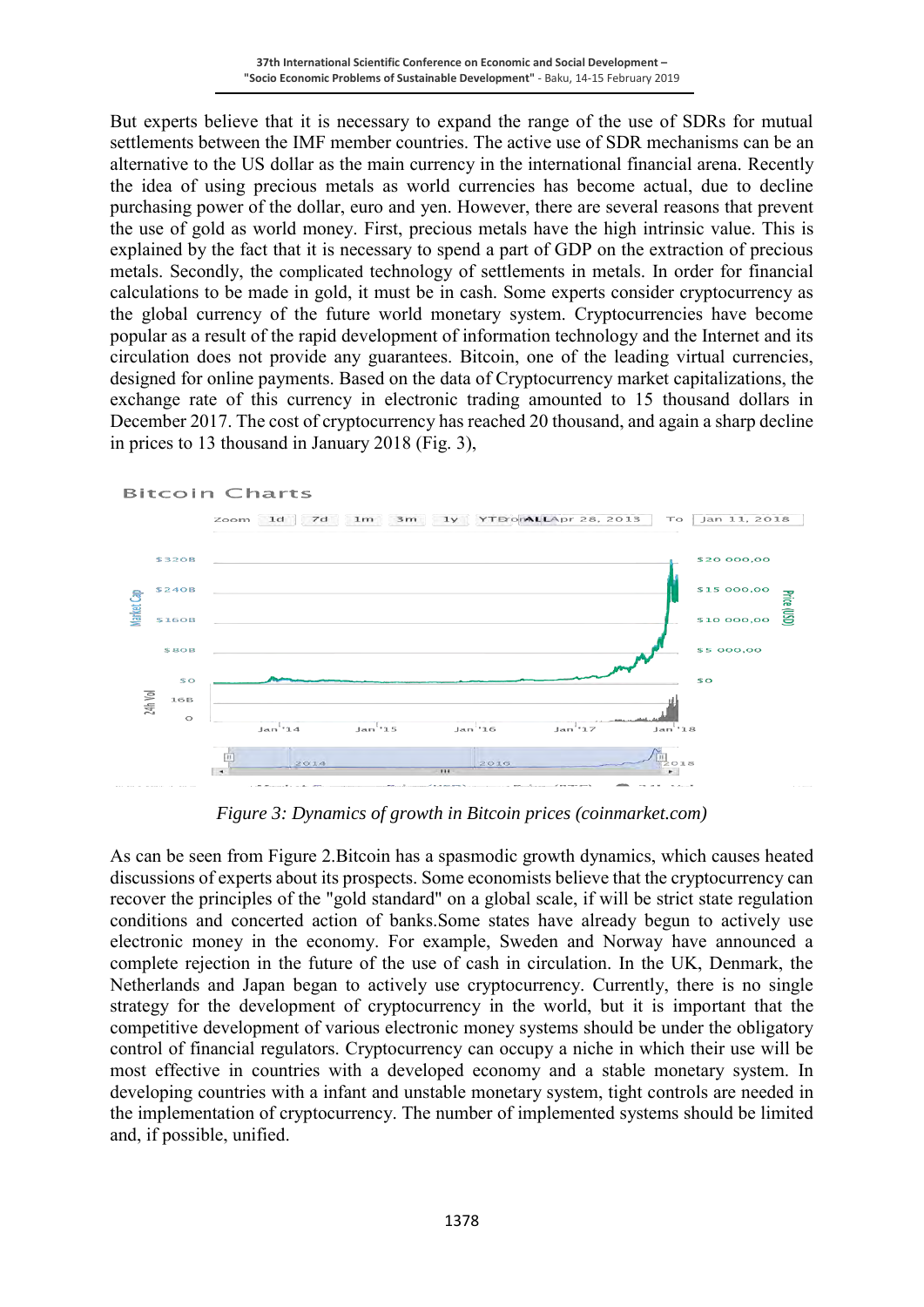But experts believe that it is necessary to expand the range of the use of SDRs for mutual settlements between the IMF member countries. The active use of SDR mechanisms can be an alternative to the US dollar as the main currency in the international financial arena. Recently the idea of using precious metals as world currencies has become actual, due to decline purchasing power of the dollar, euro and yen. However, there are several reasons that prevent the use of gold as world money. First, precious metals have the high intrinsic value. This is explained by the fact that it is necessary to spend a part of GDP on the extraction of precious metals. Secondly, the complicated technology of settlements in metals. In order for financial calculations to be made in gold, it must be in cash. Some experts consider cryptocurrency as the global currency of the future world monetary system. Cryptocurrencies have become popular as a result of the rapid development of information technology and the Internet and its circulation does not provide any guarantees. Bitcoin, one of the leading virtual currencies, designed for online payments. Based on the data of Cryptocurrency market capitalizations, the exchange rate of this currency in electronic trading amounted to 15 thousand dollars in December 2017. The cost of cryptocurrency has reached 20 thousand, and again a sharp decline in prices to 13 thousand in January 2018 (Fig. 3),

Bitcoin Charts

Zoom 1d 7d 1m 3m 1y YTD ALL Apr 28, 2013 To Jan 11, 2018

Market Cap: $320B $240B $160B $80B $0

Price (USD): $20 000,00 $15 000,00 $10 000,00 $5 000,00 $0

24h Vol: 16B 0

Jan '14 Jan '15 Jan '16 Jan '17 Jan '18

2014 2016 2018

*Figure 3: Dynamics of growth in Bitcoin prices (coinmarket.com)*

As can be seen from Figure 2.Bitcoin has a spasmodic growth dynamics, which causes heated discussions of experts about its prospects. Some economists believe that the cryptocurrency can recover the principles of the "gold standard" on a global scale, if will be strict state regulation conditions and concerted action of banks.Some states have already begun to actively use electronic money in the economy. For example, Sweden and Norway have announced a complete rejection in the future of the use of cash in circulation. In the UK, Denmark, the Netherlands and Japan began to actively use cryptocurrency. Currently, there is no single strategy for the development of cryptocurrency in the world, but it is important that the competitive development of various electronic money systems should be under the obligatory control of financial regulators. Cryptocurrency can occupy a niche in which their use will be most effective in countries with a developed economy and a stable monetary system. In developing countries with a infant and unstable monetary system, tight controls are needed in the implementation of cryptocurrency. The number of implemented systems should be limited and, if possible, unified.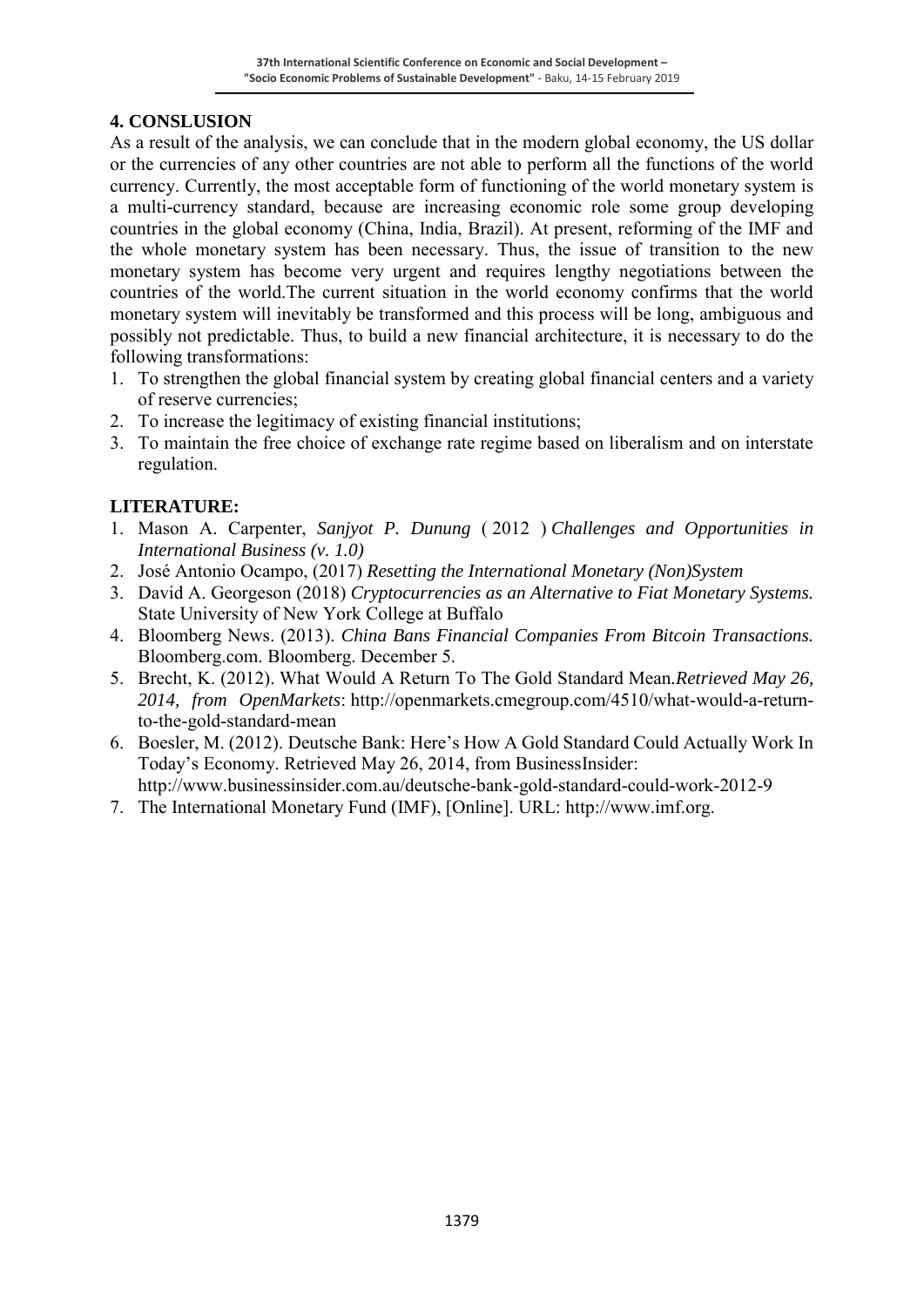## 4. CONSLUSION

As a result of the analysis, we can conclude that in the modern global economy, the US dollar or the currencies of any other countries are not able to perform all the functions of the world currency. Currently, the most acceptable form of functioning of the world monetary system is a multi-currency standard, because are increasing economic role some group developing countries in the global economy (China, India, Brazil). At present, reforming of the IMF and the whole monetary system has been necessary. Thus, the issue of transition to the new monetary system has become very urgent and requires lengthy negotiations between the countries of the world.The current situation in the world economy confirms that the world monetary system will inevitably be transformed and this process will be long, ambiguous and possibly not predictable. Thus, to build a new financial architecture, it is necessary to do the following transformations:

1. To strengthen the global financial system by creating global financial centers and a variety of reserve currencies;
2. To increase the legitimacy of existing financial institutions;
3. To maintain the free choice of exchange rate regime based on liberalism and on interstate regulation.

## LITERATURE:

1. Mason A. Carpenter, *Sanjyot P. Dunung* ( 2012 ) *Challenges and Opportunities in International Business (v. 1.0)*
2. José Antonio Ocampo, (2017) *Resetting the International Monetary (Non)System*
3. David A. Georgeson (2018) *Cryptocurrencies as an Alternative to Fiat Monetary Systems.* State University of New York College at Buffalo
4. Bloomberg News. (2013). *China Bans Financial Companies From Bitcoin Transactions.* Bloomberg.com. Bloomberg. December 5.
5. Brecht, K. (2012). What Would A Return To The Gold Standard Mean.*Retrieved May 26, 2014, from OpenMarkets*: http://openmarkets.cmegroup.com/4510/what-would-a-return-to-the-gold-standard-mean
6. Boesler, M. (2012). Deutsche Bank: Here's How A Gold Standard Could Actually Work In Today's Economy. Retrieved May 26, 2014, from BusinessInsider: http://www.businessinsider.com.au/deutsche-bank-gold-standard-could-work-2012-9
7. The International Monetary Fund (IMF), [Online]. URL: http://www.imf.org.